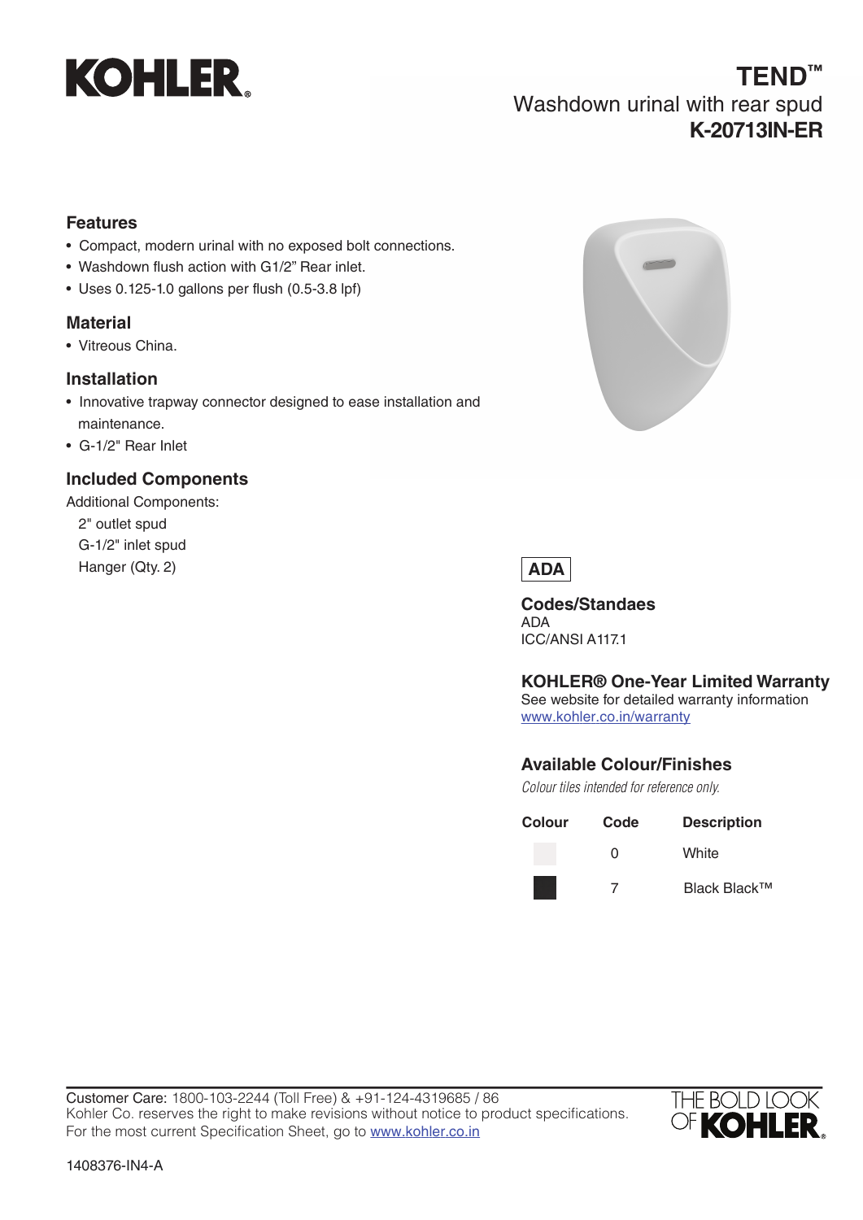KOHLER®

# TEND™

## Washdown urinal with rear spud

## K-20713IN-ER

### Features

- Compact, modern urinal with no exposed bolt connections.
- Washdown flush action with G1/2" Rear inlet.
- Uses 0.125-1.0 gallons per flush (0.5-3.8 lpf)

### Material

- Vitreous China.

### Installation

- Innovative trapway connector designed to ease installation and maintenance.
- G-1/2" Rear Inlet

### Included Components

Additional Components:

2" outlet spud
G-1/2" inlet spud
Hanger (Qty. 2)

**ADA**

### Codes/Standaes

ADA
ICC/ANSI A117.1

### KOHLER® One-Year Limited Warranty

See website for detailed warranty information
www.kohler.co.in/warranty

### Available Colour/Finishes

*Colour tiles intended for reference only.*

| Colour | Code | Description |
| --- | --- | --- |
| | 0 | White |
| | 7 | Black Black™ |

Customer Care: 1800-103-2244 (Toll Free) & +91-124-4319685 / 86
Kohler Co. reserves the right to make revisions without notice to product specifications.
For the most current Specification Sheet, go to www.kohler.co.in

THE BOLD LOOK OF KOHLER®

1408376-IN4-A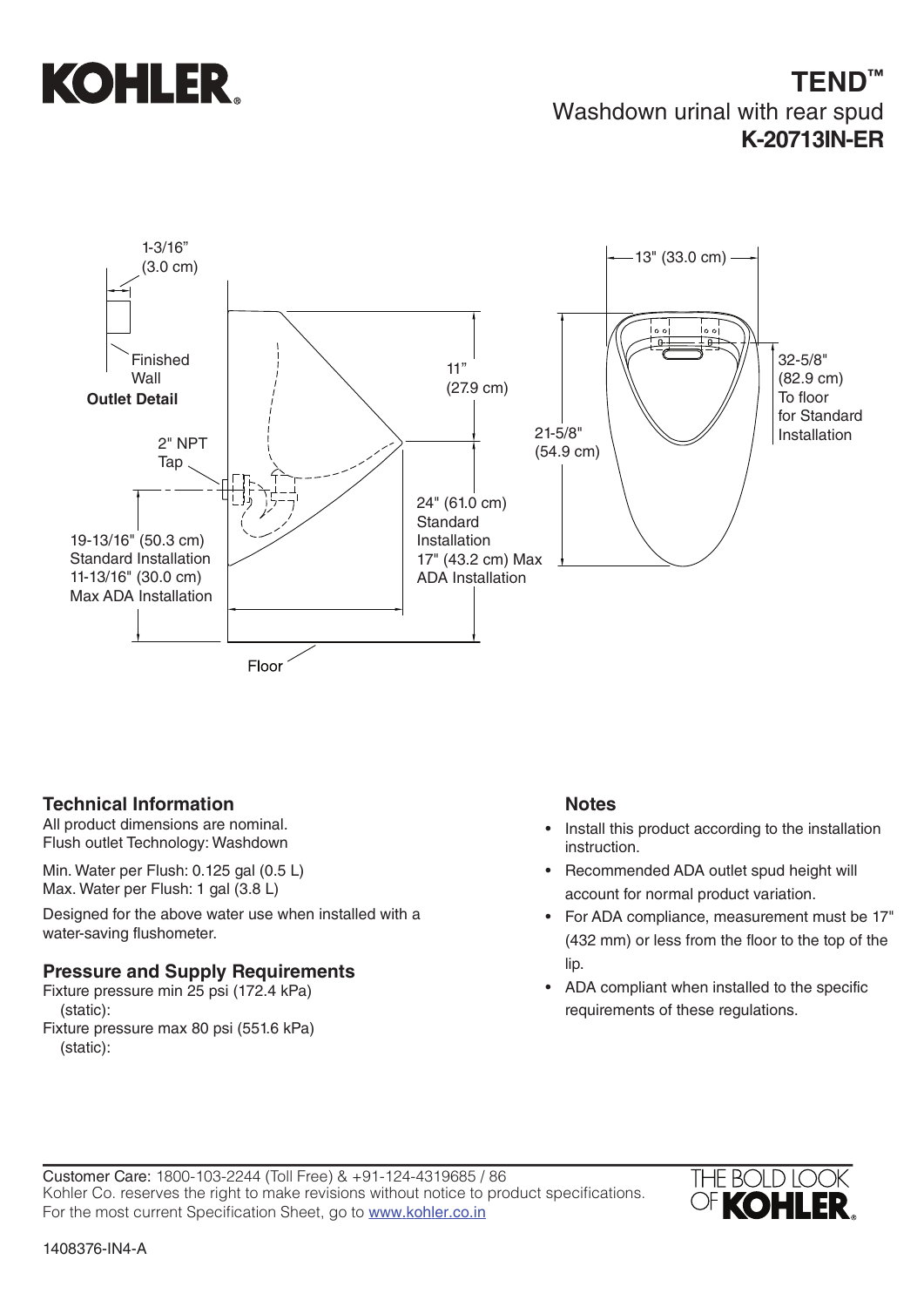# KOHLER

# TEND™

## Washdown urinal with rear spud

## K-20713IN-ER

1-3/16"
(3.0 cm)

Finished Wall

**Outlet Detail**

2" NPT Tap

19-13/16" (50.3 cm)
Standard Installation
11-13/16" (30.0 cm)
Max ADA Installation

11"
(27.9 cm)

24" (61.0 cm)
Standard Installation
17" (43.2 cm) Max
ADA Installation

Floor

13" (33.0 cm)

21-5/8"
(54.9 cm)

32-5/8"
(82.9 cm)
To floor
for Standard Installation

### Technical Information

All product dimensions are nominal.
Flush outlet Technology: Washdown

Min. Water per Flush: 0.125 gal (0.5 L)
Max. Water per Flush: 1 gal (3.8 L)

Designed for the above water use when installed with a water-saving flushometer.

### Pressure and Supply Requirements

Fixture pressure min 25 psi (172.4 kPa) (static):
Fixture pressure max 80 psi (551.6 kPa) (static):

### Notes

- Install this product according to the installation instruction.
- Recommended ADA outlet spud height will account for normal product variation.
- For ADA compliance, measurement must be 17" (432 mm) or less from the floor to the top of the lip.
- ADA compliant when installed to the specific requirements of these regulations.

Customer Care: 1800-103-2244 (Toll Free) & +91-124-4319685 / 86
Kohler Co. reserves the right to make revisions without notice to product specifications.
For the most current Specification Sheet, go to www.kohler.co.in

THE BOLD LOOK OF KOHLER

1408376-IN4-A